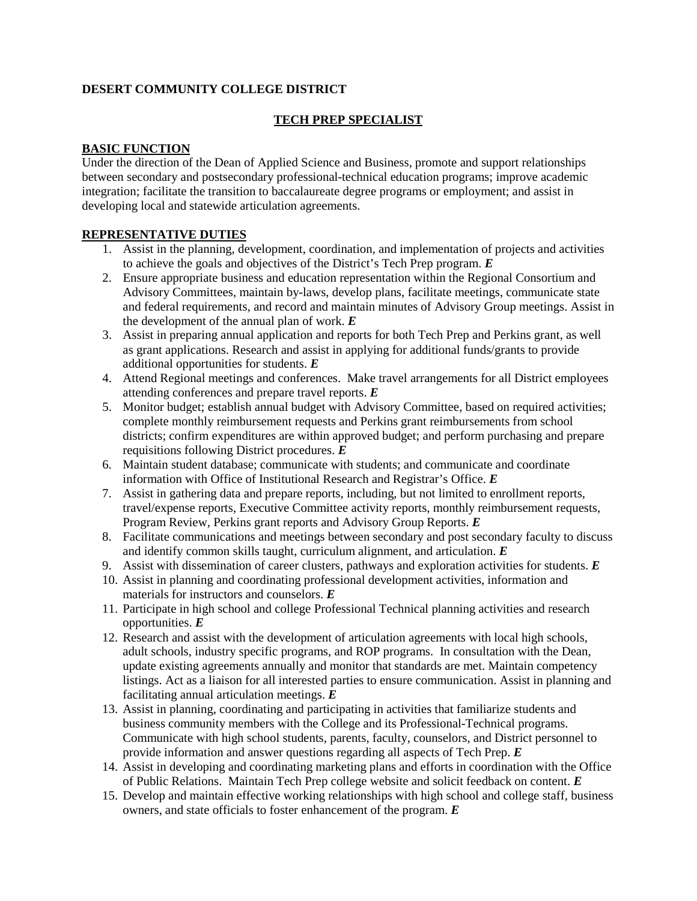**DESERT COMMUNITY COLLEGE DISTRICT**

## TECH PREP SPECIALIST

### BASIC FUNCTION

Under the direction of the Dean of Applied Science and Business, promote and support relationships between secondary and postsecondary professional-technical education programs; improve academic integration; facilitate the transition to baccalaureate degree programs or employment; and assist in developing local and statewide articulation agreements.

### REPRESENTATIVE DUTIES

1. Assist in the planning, development, coordination, and implementation of projects and activities to achieve the goals and objectives of the District's Tech Prep program. ***E***
2. Ensure appropriate business and education representation within the Regional Consortium and Advisory Committees, maintain by-laws, develop plans, facilitate meetings, communicate state and federal requirements, and record and maintain minutes of Advisory Group meetings. Assist in the development of the annual plan of work. ***E***
3. Assist in preparing annual application and reports for both Tech Prep and Perkins grant, as well as grant applications. Research and assist in applying for additional funds/grants to provide additional opportunities for students. ***E***
4. Attend Regional meetings and conferences. Make travel arrangements for all District employees attending conferences and prepare travel reports. ***E***
5. Monitor budget; establish annual budget with Advisory Committee, based on required activities; complete monthly reimbursement requests and Perkins grant reimbursements from school districts; confirm expenditures are within approved budget; and perform purchasing and prepare requisitions following District procedures. ***E***
6. Maintain student database; communicate with students; and communicate and coordinate information with Office of Institutional Research and Registrar's Office. ***E***
7. Assist in gathering data and prepare reports, including, but not limited to enrollment reports, travel/expense reports, Executive Committee activity reports, monthly reimbursement requests, Program Review, Perkins grant reports and Advisory Group Reports. ***E***
8. Facilitate communications and meetings between secondary and post secondary faculty to discuss and identify common skills taught, curriculum alignment, and articulation. ***E***
9. Assist with dissemination of career clusters, pathways and exploration activities for students. ***E***
10. Assist in planning and coordinating professional development activities, information and materials for instructors and counselors. ***E***
11. Participate in high school and college Professional Technical planning activities and research opportunities. ***E***
12. Research and assist with the development of articulation agreements with local high schools, adult schools, industry specific programs, and ROP programs. In consultation with the Dean, update existing agreements annually and monitor that standards are met. Maintain competency listings. Act as a liaison for all interested parties to ensure communication. Assist in planning and facilitating annual articulation meetings. ***E***
13. Assist in planning, coordinating and participating in activities that familiarize students and business community members with the College and its Professional-Technical programs. Communicate with high school students, parents, faculty, counselors, and District personnel to provide information and answer questions regarding all aspects of Tech Prep. ***E***
14. Assist in developing and coordinating marketing plans and efforts in coordination with the Office of Public Relations. Maintain Tech Prep college website and solicit feedback on content. ***E***
15. Develop and maintain effective working relationships with high school and college staff, business owners, and state officials to foster enhancement of the program. ***E***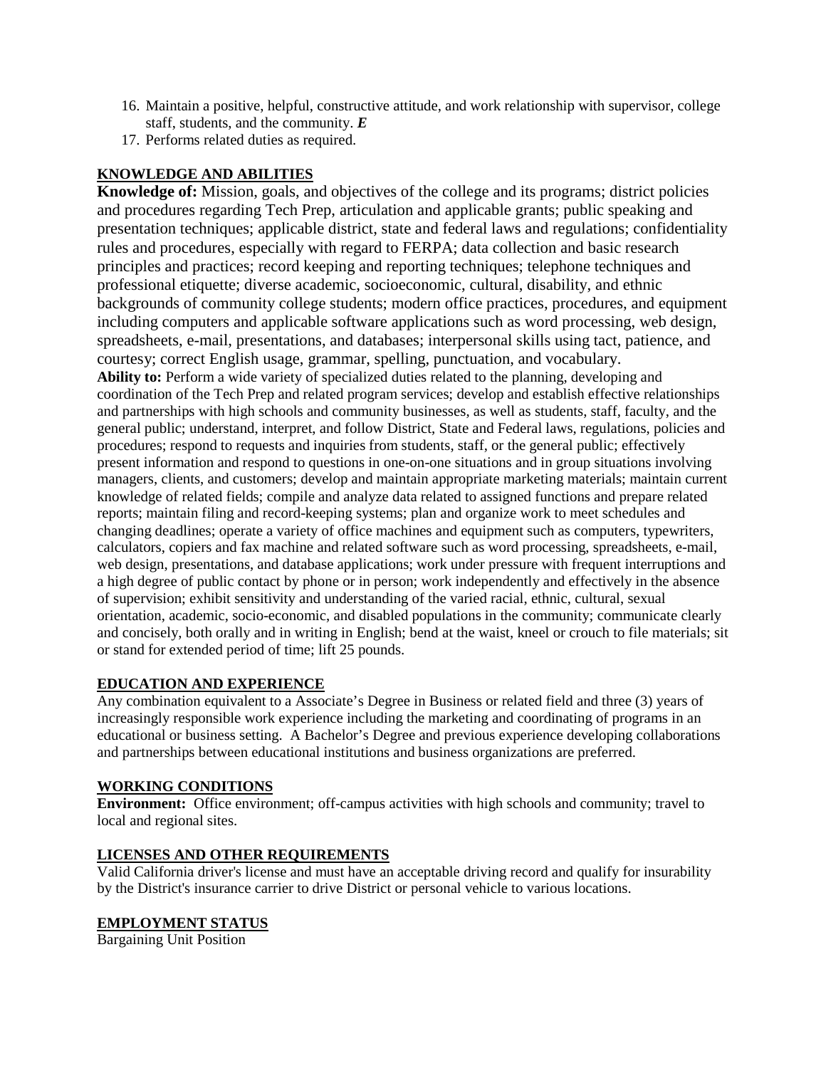16. Maintain a positive, helpful, constructive attitude, and work relationship with supervisor, college staff, students, and the community. ***E***
17. Performs related duties as required.

## KNOWLEDGE AND ABILITIES

**Knowledge of:** Mission, goals, and objectives of the college and its programs; district policies and procedures regarding Tech Prep, articulation and applicable grants; public speaking and presentation techniques; applicable district, state and federal laws and regulations; confidentiality rules and procedures, especially with regard to FERPA; data collection and basic research principles and practices; record keeping and reporting techniques; telephone techniques and professional etiquette; diverse academic, socioeconomic, cultural, disability, and ethnic backgrounds of community college students; modern office practices, procedures, and equipment including computers and applicable software applications such as word processing, web design, spreadsheets, e-mail, presentations, and databases; interpersonal skills using tact, patience, and courtesy; correct English usage, grammar, spelling, punctuation, and vocabulary.

**Ability to:** Perform a wide variety of specialized duties related to the planning, developing and coordination of the Tech Prep and related program services; develop and establish effective relationships and partnerships with high schools and community businesses, as well as students, staff, faculty, and the general public; understand, interpret, and follow District, State and Federal laws, regulations, policies and procedures; respond to requests and inquiries from students, staff, or the general public; effectively present information and respond to questions in one-on-one situations and in group situations involving managers, clients, and customers; develop and maintain appropriate marketing materials; maintain current knowledge of related fields; compile and analyze data related to assigned functions and prepare related reports; maintain filing and record-keeping systems; plan and organize work to meet schedules and changing deadlines; operate a variety of office machines and equipment such as computers, typewriters, calculators, copiers and fax machine and related software such as word processing, spreadsheets, e-mail, web design, presentations, and database applications; work under pressure with frequent interruptions and a high degree of public contact by phone or in person; work independently and effectively in the absence of supervision; exhibit sensitivity and understanding of the varied racial, ethnic, cultural, sexual orientation, academic, socio-economic, and disabled populations in the community; communicate clearly and concisely, both orally and in writing in English; bend at the waist, kneel or crouch to file materials; sit or stand for extended period of time; lift 25 pounds.

## EDUCATION AND EXPERIENCE

Any combination equivalent to a Associate's Degree in Business or related field and three (3) years of increasingly responsible work experience including the marketing and coordinating of programs in an educational or business setting. A Bachelor's Degree and previous experience developing collaborations and partnerships between educational institutions and business organizations are preferred.

## WORKING CONDITIONS

**Environment:** Office environment; off-campus activities with high schools and community; travel to local and regional sites.

## LICENSES AND OTHER REQUIREMENTS

Valid California driver's license and must have an acceptable driving record and qualify for insurability by the District's insurance carrier to drive District or personal vehicle to various locations.

## EMPLOYMENT STATUS

Bargaining Unit Position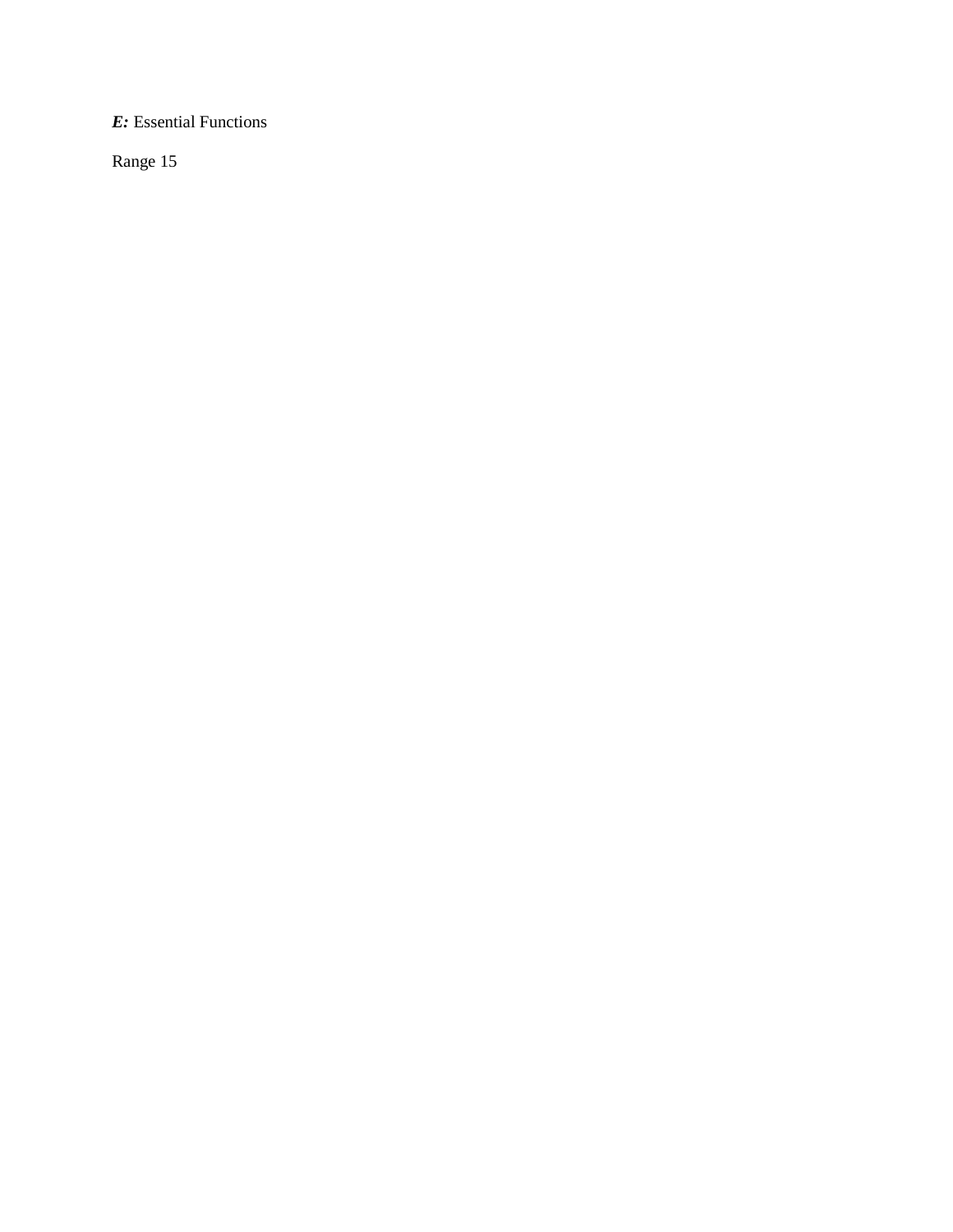***E:*** Essential Functions

Range 15